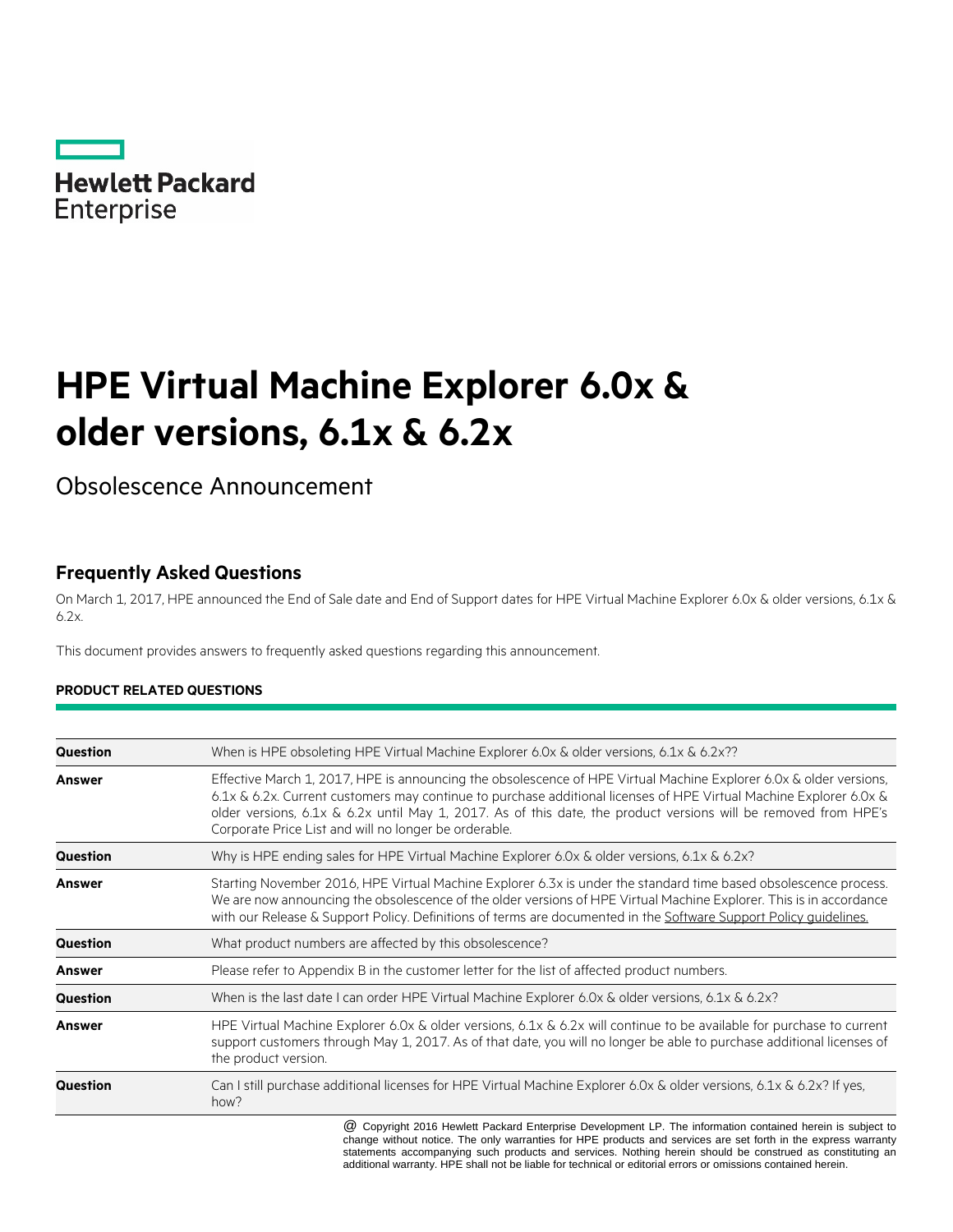Hewlett Packard Enterprise

# HPE Virtual Machine Explorer 6.0x & older versions, 6.1x & 6.2x

Obsolescence Announcement

## Frequently Asked Questions

On March 1, 2017, HPE announced the End of Sale date and End of Support dates for HPE Virtual Machine Explorer 6.0x & older versions, 6.1x & 6.2x.

This document provides answers to frequently asked questions regarding this announcement.

#### PRODUCT RELATED QUESTIONS

| | |
|---|---|
| **Question** | When is HPE obsoleting HPE Virtual Machine Explorer 6.0x & older versions, 6.1x & 6.2x?? |
| **Answer** | Effective March 1, 2017, HPE is announcing the obsolescence of HPE Virtual Machine Explorer 6.0x & older versions, 6.1x & 6.2x. Current customers may continue to purchase additional licenses of HPE Virtual Machine Explorer 6.0x & older versions, 6.1x & 6.2x until May 1, 2017. As of this date, the product versions will be removed from HPE's Corporate Price List and will no longer be orderable. |
| **Question** | Why is HPE ending sales for HPE Virtual Machine Explorer 6.0x & older versions, 6.1x & 6.2x? |
| **Answer** | Starting November 2016, HPE Virtual Machine Explorer 6.3x is under the standard time based obsolescence process. We are now announcing the obsolescence of the older versions of HPE Virtual Machine Explorer. This is in accordance with our Release & Support Policy. Definitions of terms are documented in the Software Support Policy guidelines. |
| **Question** | What product numbers are affected by this obsolescence? |
| **Answer** | Please refer to Appendix B in the customer letter for the list of affected product numbers. |
| **Question** | When is the last date I can order HPE Virtual Machine Explorer 6.0x & older versions, 6.1x & 6.2x? |
| **Answer** | HPE Virtual Machine Explorer 6.0x & older versions, 6.1x & 6.2x will continue to be available for purchase to current support customers through May 1, 2017. As of that date, you will no longer be able to purchase additional licenses of the product version. |
| **Question** | Can I still purchase additional licenses for HPE Virtual Machine Explorer 6.0x & older versions, 6.1x & 6.2x? If yes, how? |

@ Copyright 2016 Hewlett Packard Enterprise Development LP. The information contained herein is subject to change without notice. The only warranties for HPE products and services are set forth in the express warranty statements accompanying such products and services. Nothing herein should be construed as constituting an additional warranty. HPE shall not be liable for technical or editorial errors or omissions contained herein.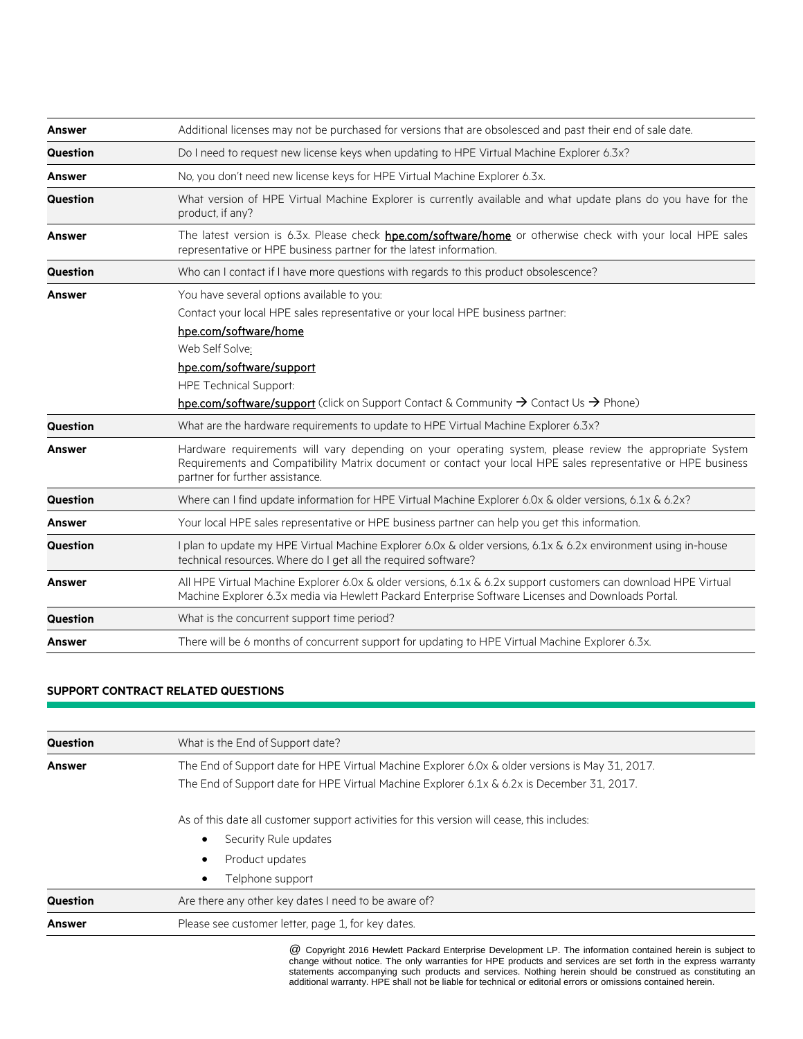| | |
|---|---|
| **Answer** | Additional licenses may not be purchased for versions that are obsolesced and past their end of sale date. |
| **Question** | Do I need to request new license keys when updating to HPE Virtual Machine Explorer 6.3x? |
| **Answer** | No, you don't need new license keys for HPE Virtual Machine Explorer 6.3x. |
| **Question** | What version of HPE Virtual Machine Explorer is currently available and what update plans do you have for the product, if any? |
| **Answer** | The latest version is 6.3x. Please check **hpe.com/software/home** or otherwise check with your local HPE sales representative or HPE business partner for the latest information. |
| **Question** | Who can I contact if I have more questions with regards to this product obsolescence? |
| **Answer** | You have several options available to you:<br>Contact your local HPE sales representative or your local HPE business partner:<br>hpe.com/software/home<br>Web Self Solve:<br>hpe.com/software/support<br>HPE Technical Support:<br>hpe.com/software/support (click on Support Contact & Community → Contact Us → Phone) |
| **Question** | What are the hardware requirements to update to HPE Virtual Machine Explorer 6.3x? |
| **Answer** | Hardware requirements will vary depending on your operating system, please review the appropriate System Requirements and Compatibility Matrix document or contact your local HPE sales representative or HPE business partner for further assistance. |
| **Question** | Where can I find update information for HPE Virtual Machine Explorer 6.0x & older versions, 6.1x & 6.2x? |
| **Answer** | Your local HPE sales representative or HPE business partner can help you get this information. |
| **Question** | I plan to update my HPE Virtual Machine Explorer 6.0x & older versions, 6.1x & 6.2x environment using in-house technical resources. Where do I get all the required software? |
| **Answer** | All HPE Virtual Machine Explorer 6.0x & older versions, 6.1x & 6.2x support customers can download HPE Virtual Machine Explorer 6.3x media via Hewlett Packard Enterprise Software Licenses and Downloads Portal. |
| **Question** | What is the concurrent support time period? |
| **Answer** | There will be 6 months of concurrent support for updating to HPE Virtual Machine Explorer 6.3x. |

## SUPPORT CONTRACT RELATED QUESTIONS

| | |
|---|---|
| **Question** | What is the End of Support date? |
| **Answer** | The End of Support date for HPE Virtual Machine Explorer 6.0x & older versions is May 31, 2017.<br>The End of Support date for HPE Virtual Machine Explorer 6.1x & 6.2x is December 31, 2017.<br><br>As of this date all customer support activities for this version will cease, this includes:<br>• Security Rule updates<br>• Product updates<br>• Telphone support |
| **Question** | Are there any other key dates I need to be aware of? |
| **Answer** | Please see customer letter, page 1, for key dates. |

@ Copyright 2016 Hewlett Packard Enterprise Development LP. The information contained herein is subject to change without notice. The only warranties for HPE products and services are set forth in the express warranty statements accompanying such products and services. Nothing herein should be construed as constituting an additional warranty. HPE shall not be liable for technical or editorial errors or omissions contained herein.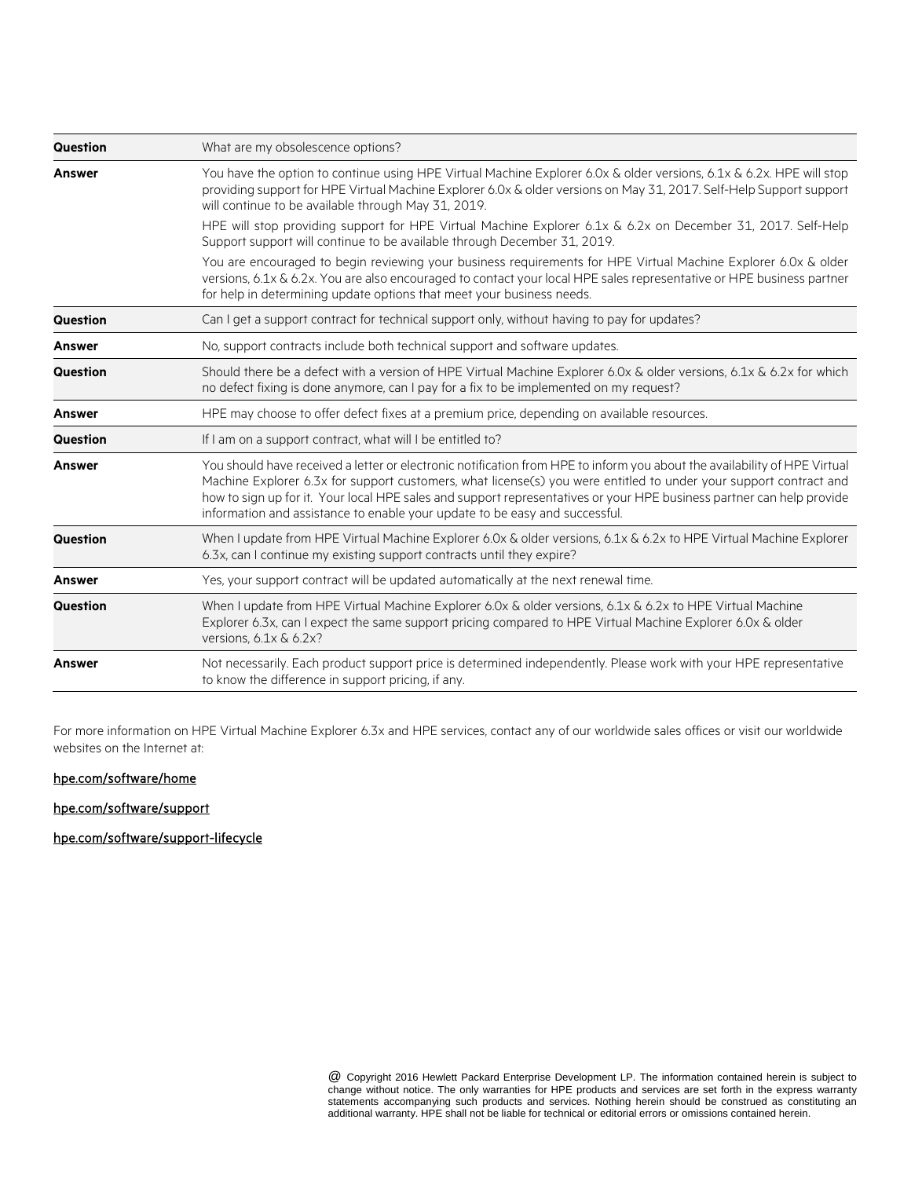| | |
|---|---|
| **Question** | What are my obsolescence options? |
| **Answer** | You have the option to continue using HPE Virtual Machine Explorer 6.0x & older versions, 6.1x & 6.2x. HPE will stop providing support for HPE Virtual Machine Explorer 6.0x & older versions on May 31, 2017. Self-Help Support support will continue to be available through May 31, 2019.<br>HPE will stop providing support for HPE Virtual Machine Explorer 6.1x & 6.2x on December 31, 2017. Self-Help Support support will continue to be available through December 31, 2019.<br>You are encouraged to begin reviewing your business requirements for HPE Virtual Machine Explorer 6.0x & older versions, 6.1x & 6.2x. You are also encouraged to contact your local HPE sales representative or HPE business partner for help in determining update options that meet your business needs. |
| **Question** | Can I get a support contract for technical support only, without having to pay for updates? |
| **Answer** | No, support contracts include both technical support and software updates. |
| **Question** | Should there be a defect with a version of HPE Virtual Machine Explorer 6.0x & older versions, 6.1x & 6.2x for which no defect fixing is done anymore, can I pay for a fix to be implemented on my request? |
| **Answer** | HPE may choose to offer defect fixes at a premium price, depending on available resources. |
| **Question** | If I am on a support contract, what will I be entitled to? |
| **Answer** | You should have received a letter or electronic notification from HPE to inform you about the availability of HPE Virtual Machine Explorer 6.3x for support customers, what license(s) you were entitled to under your support contract and how to sign up for it. Your local HPE sales and support representatives or your HPE business partner can help provide information and assistance to enable your update to be easy and successful. |
| **Question** | When I update from HPE Virtual Machine Explorer 6.0x & older versions, 6.1x & 6.2x to HPE Virtual Machine Explorer 6.3x, can I continue my existing support contracts until they expire? |
| **Answer** | Yes, your support contract will be updated automatically at the next renewal time. |
| **Question** | When I update from HPE Virtual Machine Explorer 6.0x & older versions, 6.1x & 6.2x to HPE Virtual Machine Explorer 6.3x, can I expect the same support pricing compared to HPE Virtual Machine Explorer 6.0x & older versions, 6.1x & 6.2x? |
| **Answer** | Not necessarily. Each product support price is determined independently. Please work with your HPE representative to know the difference in support pricing, if any. |

For more information on HPE Virtual Machine Explorer 6.3x and HPE services, contact any of our worldwide sales offices or visit our worldwide websites on the Internet at:

hpe.com/software/home

hpe.com/software/support

hpe.com/software/support-lifecycle

@ Copyright 2016 Hewlett Packard Enterprise Development LP. The information contained herein is subject to change without notice. The only warranties for HPE products and services are set forth in the express warranty statements accompanying such products and services. Nothing herein should be construed as constituting an additional warranty. HPE shall not be liable for technical or editorial errors or omissions contained herein.